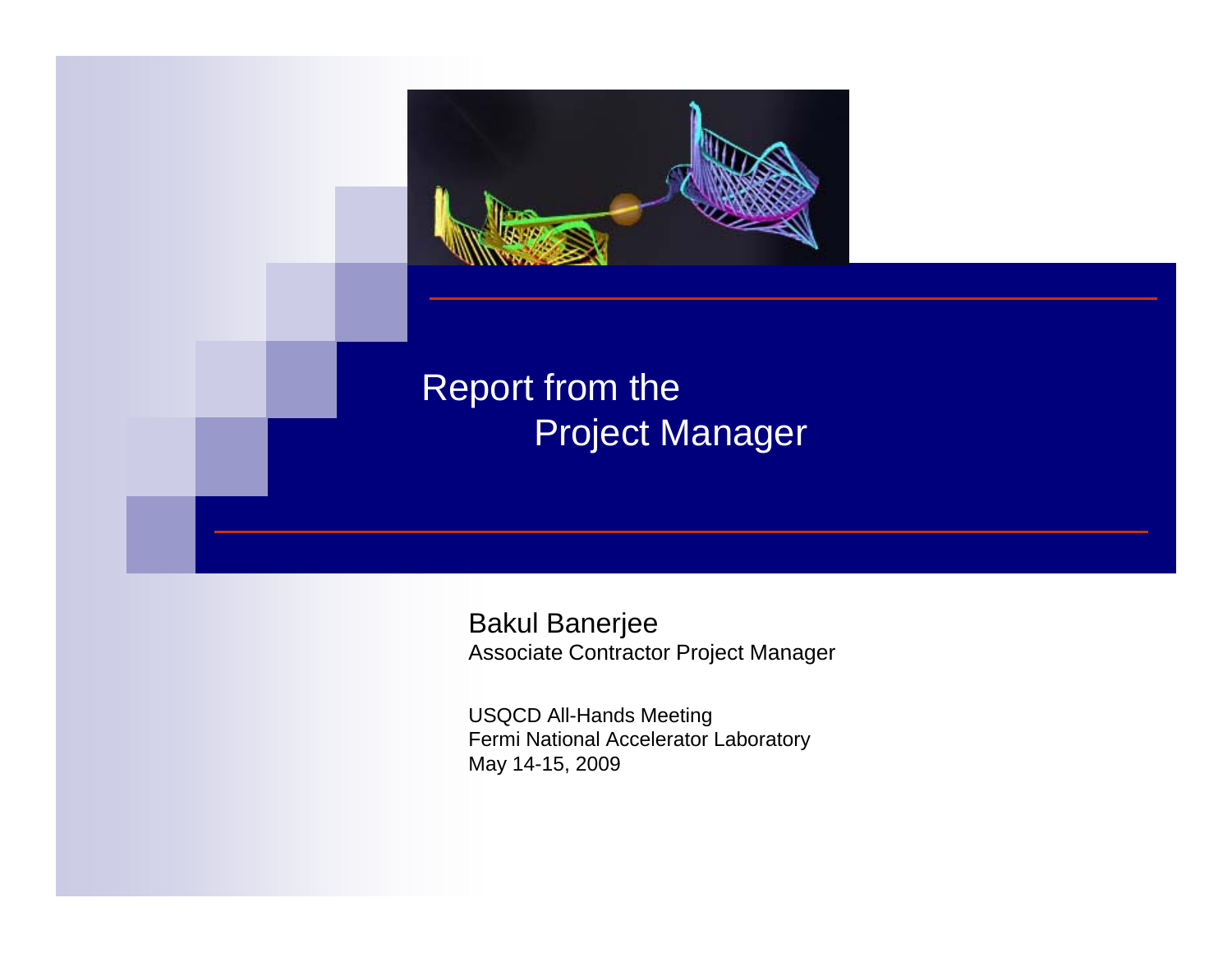# Report from the Project Manager

Bakul Banerjee
Associate Contractor Project Manager

USQCD All-Hands Meeting
Fermi National Accelerator Laboratory
May 14-15, 2009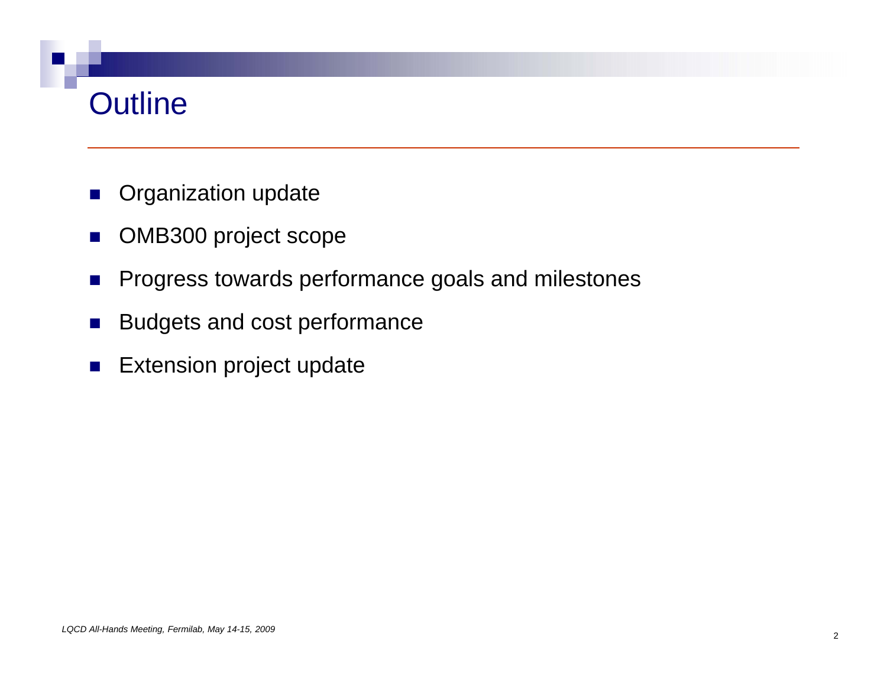# Outline

- Organization update
- OMB300 project scope
- Progress towards performance goals and milestones
- Budgets and cost performance
- Extension project update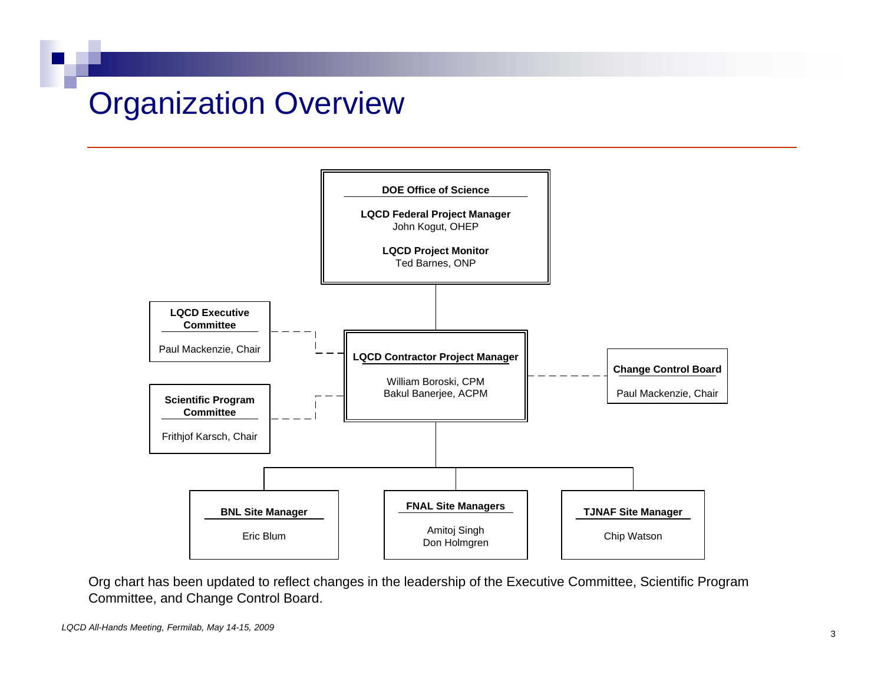# Organization Overview

**DOE Office of Science**

**LQCD Federal Project Manager**
John Kogut, OHEP

**LQCD Project Monitor**
Ted Barnes, ONP

**LQCD Executive Committee**
Paul Mackenzie, Chair

**Scientific Program Committee**
Frithjof Karsch, Chair

**LQCD Contractor Project Manager**
William Boroski, CPM
Bakul Banerjee, ACPM

**Change Control Board**
Paul Mackenzie, Chair

**BNL Site Manager**
Eric Blum

**FNAL Site Managers**
Amitoj Singh
Don Holmgren

**TJNAF Site Manager**
Chip Watson

Org chart has been updated to reflect changes in the leadership of the Executive Committee, Scientific Program Committee, and Change Control Board.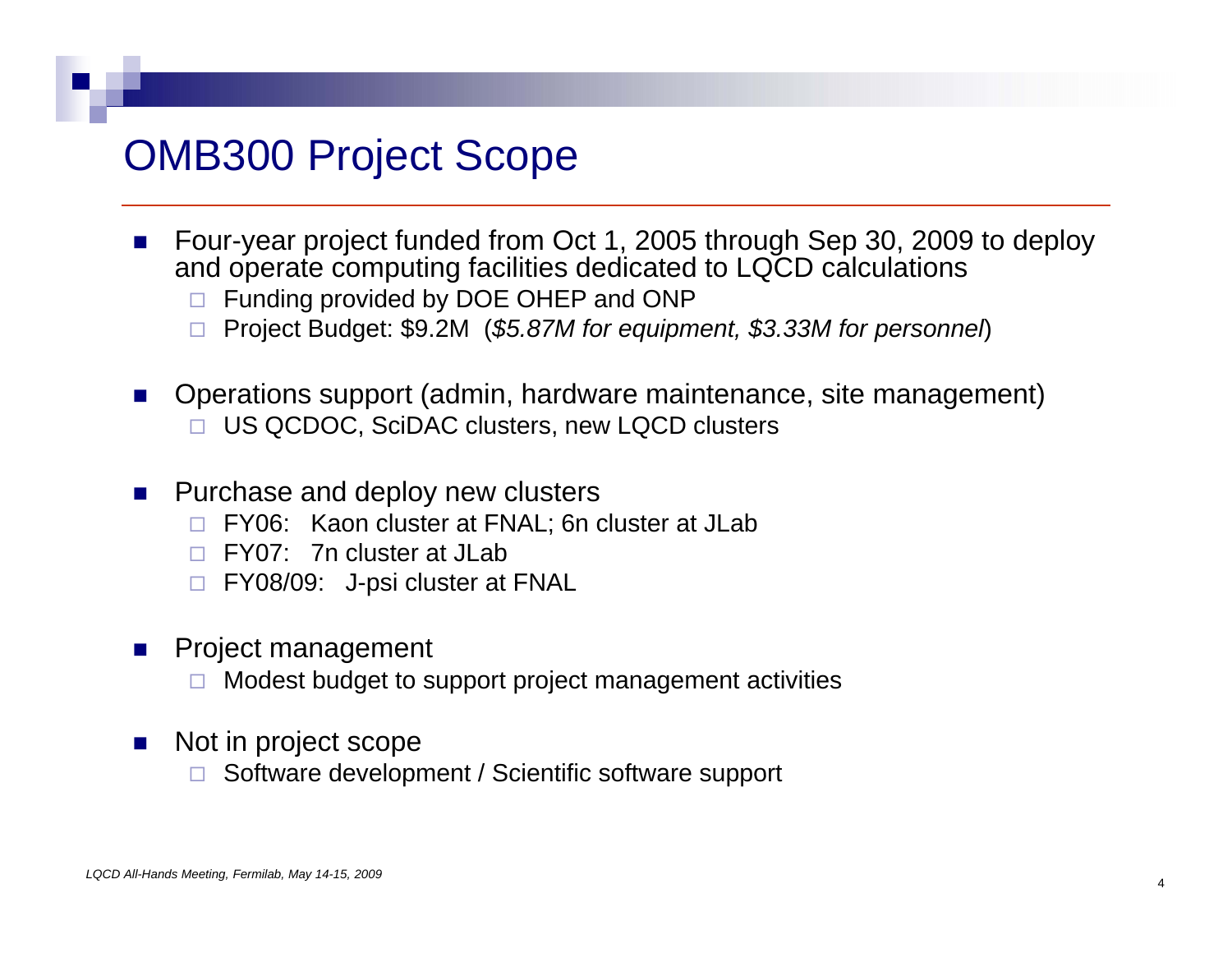# OMB300 Project Scope

- Four-year project funded from Oct 1, 2005 through Sep 30, 2009 to deploy and operate computing facilities dedicated to LQCD calculations
  - Funding provided by DOE OHEP and ONP
  - Project Budget: $9.2M (*$5.87M for equipment, $3.33M for personnel*)
- Operations support (admin, hardware maintenance, site management)
  - US QCDOC, SciDAC clusters, new LQCD clusters
- Purchase and deploy new clusters
  - FY06: Kaon cluster at FNAL; 6n cluster at JLab
  - FY07: 7n cluster at JLab
  - FY08/09: J-psi cluster at FNAL
- Project management
  - Modest budget to support project management activities
- Not in project scope
  - Software development / Scientific software support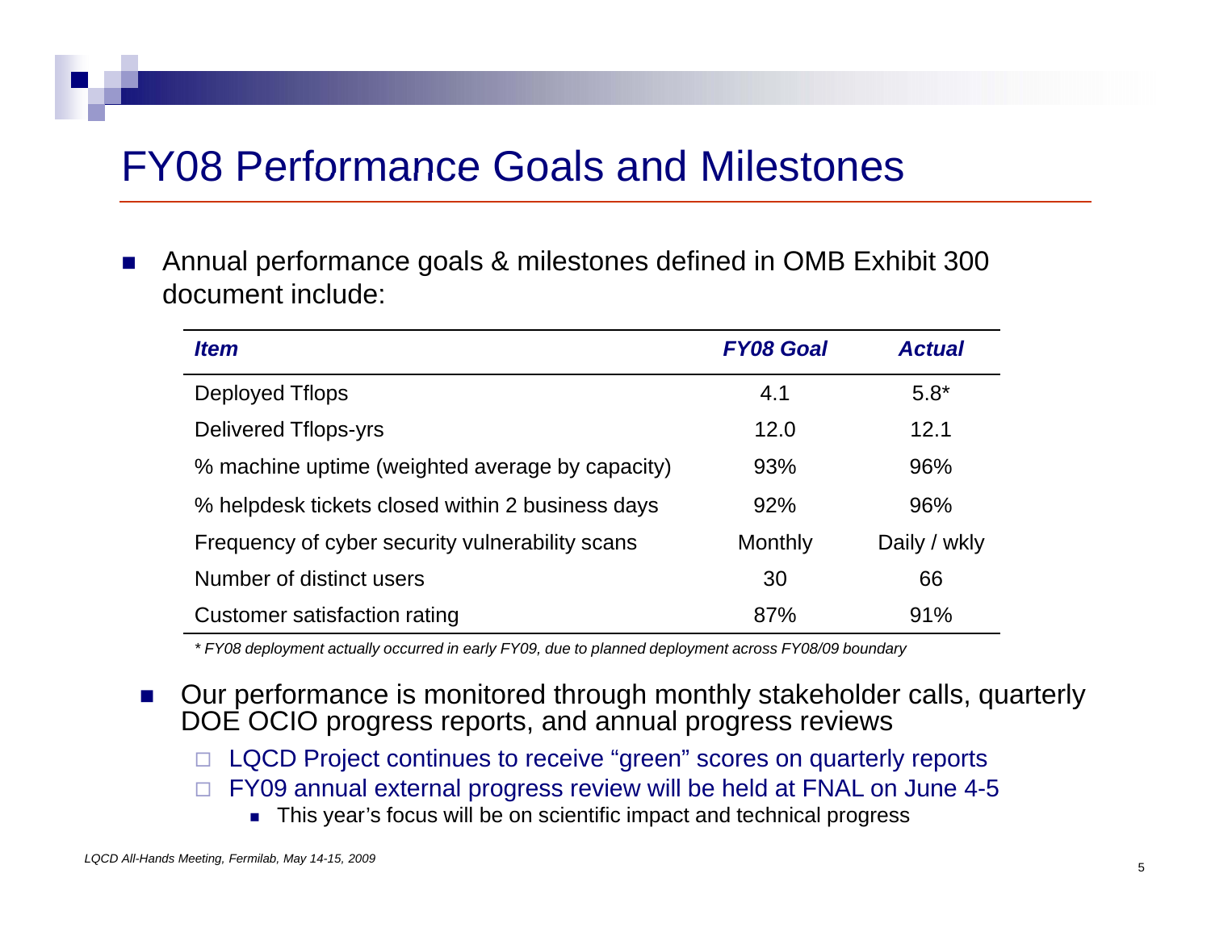# FY08 Performance Goals and Milestones

- Annual performance goals & milestones defined in OMB Exhibit 300 document include:

| *Item* | *FY08 Goal* | *Actual* |
|---|---|---|
| Deployed Tflops | 4.1 | 5.8* |
| Delivered Tflops-yrs | 12.0 | 12.1 |
| % machine uptime (weighted average by capacity) | 93% | 96% |
| % helpdesk tickets closed within 2 business days | 92% | 96% |
| Frequency of cyber security vulnerability scans | Monthly | Daily / wkly |
| Number of distinct users | 30 | 66 |
| Customer satisfaction rating | 87% | 91% |

*\* FY08 deployment actually occurred in early FY09, due to planned deployment across FY08/09 boundary*

- Our performance is monitored through monthly stakeholder calls, quarterly DOE OCIO progress reports, and annual progress reviews
  - LQCD Project continues to receive "green" scores on quarterly reports
  - FY09 annual external progress review will be held at FNAL on June 4-5
    - This year's focus will be on scientific impact and technical progress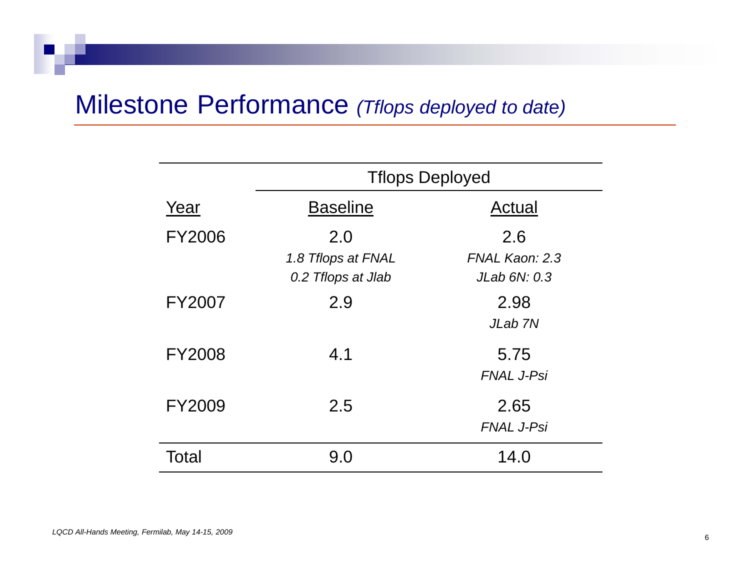# Milestone Performance *(Tflops deployed to date)*

| | Tflops Deployed | |
|---|---|---|
| Year | Baseline | Actual |
| FY2006 | 2.0<br>*1.8 Tflops at FNAL*<br>*0.2 Tflops at Jlab* | 2.6<br>*FNAL Kaon: 2.3*<br>*JLab 6N: 0.3* |
| FY2007 | 2.9 | 2.98<br>*JLab 7N* |
| FY2008 | 4.1 | 5.75<br>*FNAL J-Psi* |
| FY2009 | 2.5 | 2.65<br>*FNAL J-Psi* |
| Total | 9.0 | 14.0 |

*LQCD All-Hands Meeting, Fermilab, May 14-15, 2009*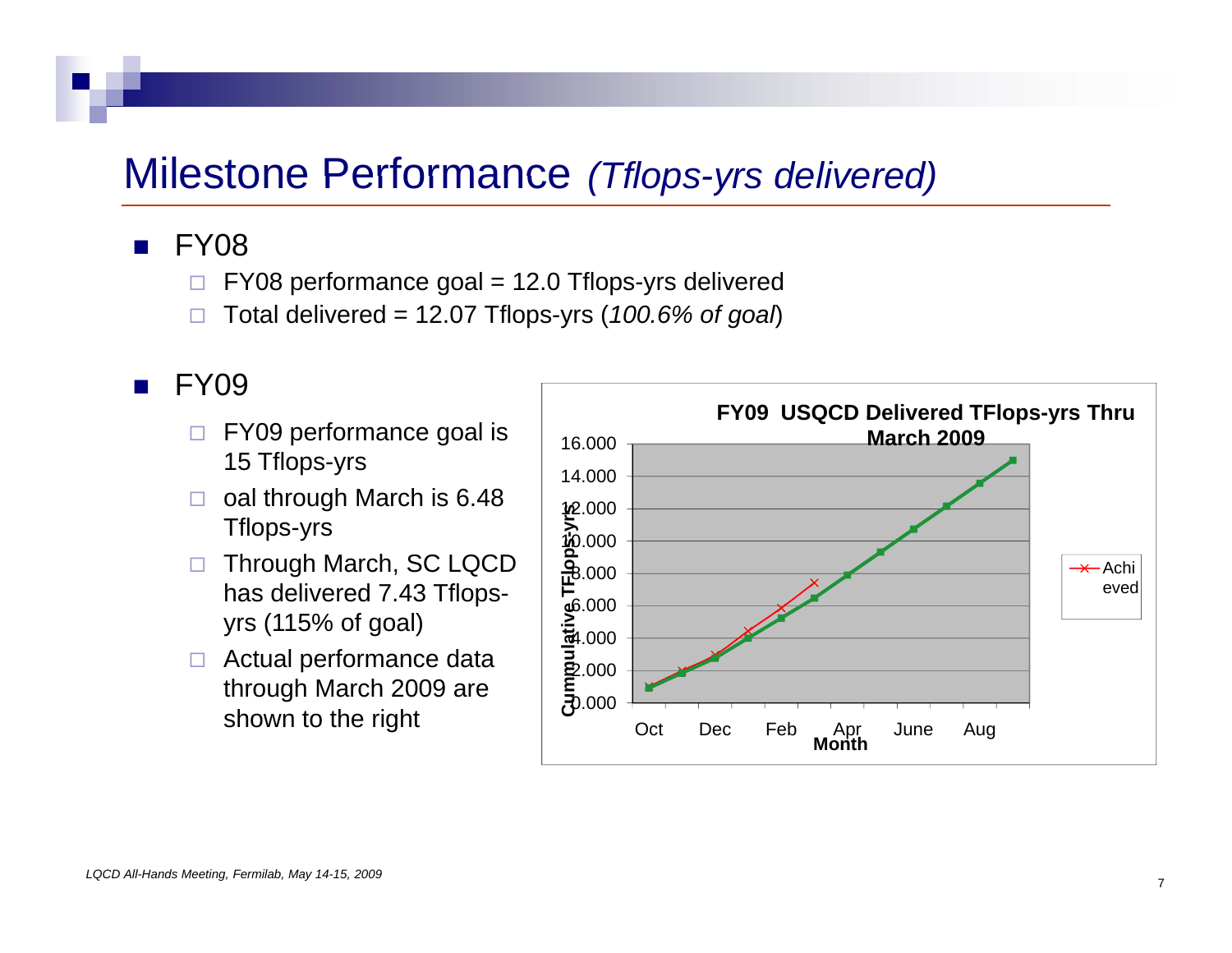# Milestone Performance *(Tflops-yrs delivered)*

- FY08
  - FY08 performance goal = 12.0 Tflops-yrs delivered
  - Total delivered = 12.07 Tflops-yrs (*100.6% of goal*)
- FY09
  - FY09 performance goal is 15 Tflops-yrs
  - oal through March is 6.48 Tflops-yrs
  - Through March, SC LQCD has delivered 7.43 Tflops-yrs (115% of goal)
  - Actual performance data through March 2009 are shown to the right

**FY09 USQCD Delivered TFlops-yrs Thru March 2009**

Y-axis: Cumulative TFlops-yrs (0.000 – 16.000)
X-axis: Month (Oct, Dec, Feb, Apr, June, Aug)
Legend: Achieved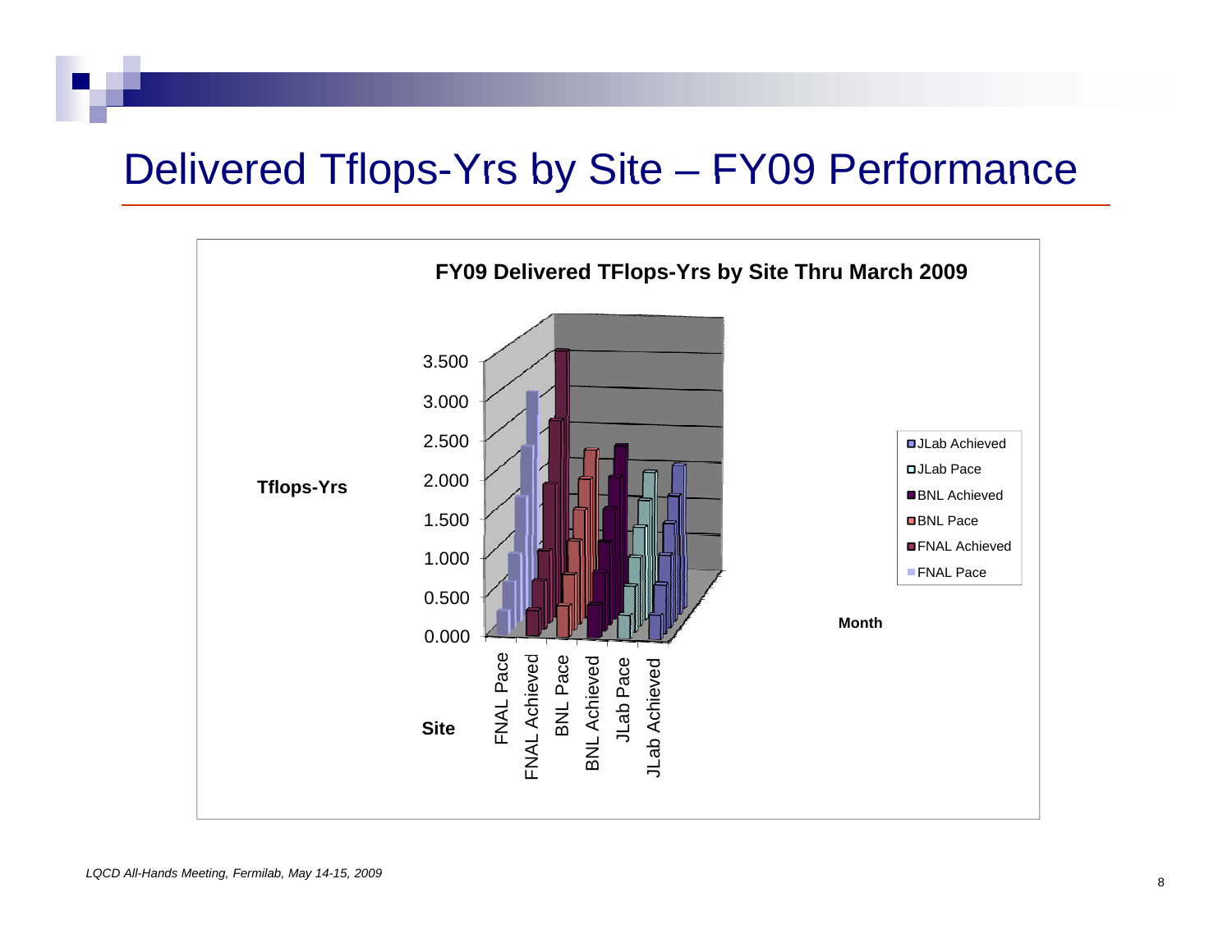# Delivered Tflops-Yrs by Site – FY09 Performance

**FY09 Delivered TFlops-Yrs by Site Thru March 2009**

Tflops-Yrs

3.500
3.000
2.500
2.000
1.500
1.000
0.500
0.000

Site: FNAL Pace, FNAL Achieved, BNL Pace, BNL Achieved, JLab Pace, JLab Achieved

Month

- JLab Achieved
- JLab Pace
- BNL Achieved
- BNL Pace
- FNAL Achieved
- FNAL Pace

*LQCD All-Hands Meeting, Fermilab, May 14-15, 2009*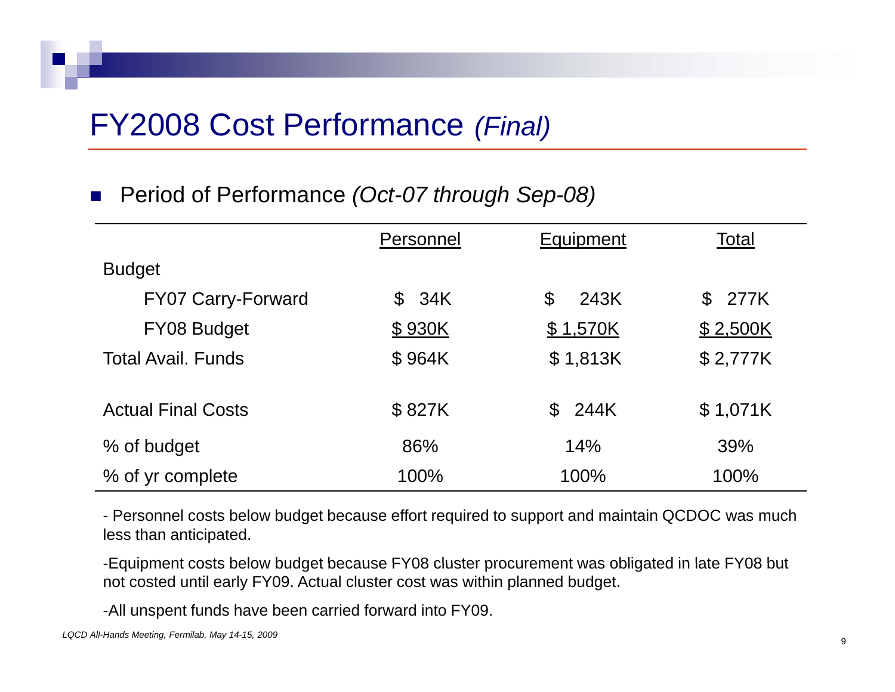# FY2008 Cost Performance *(Final)*

- Period of Performance *(Oct-07 through Sep-08)*

| | Personnel | Equipment | Total |
|---|---|---|---|
| Budget | | | |
| FY07 Carry-Forward | $ 34K | $ 243K | $ 277K |
| FY08 Budget | $ 930K | $ 1,570K | $ 2,500K |
| Total Avail. Funds | $ 964K | $ 1,813K | $ 2,777K |
| Actual Final Costs | $ 827K | $ 244K | $ 1,071K |
| % of budget | 86% | 14% | 39% |
| % of yr complete | 100% | 100% | 100% |

- Personnel costs below budget because effort required to support and maintain QCDOC was much less than anticipated.

-Equipment costs below budget because FY08 cluster procurement was obligated in late FY08 but not costed until early FY09. Actual cluster cost was within planned budget.

-All unspent funds have been carried forward into FY09.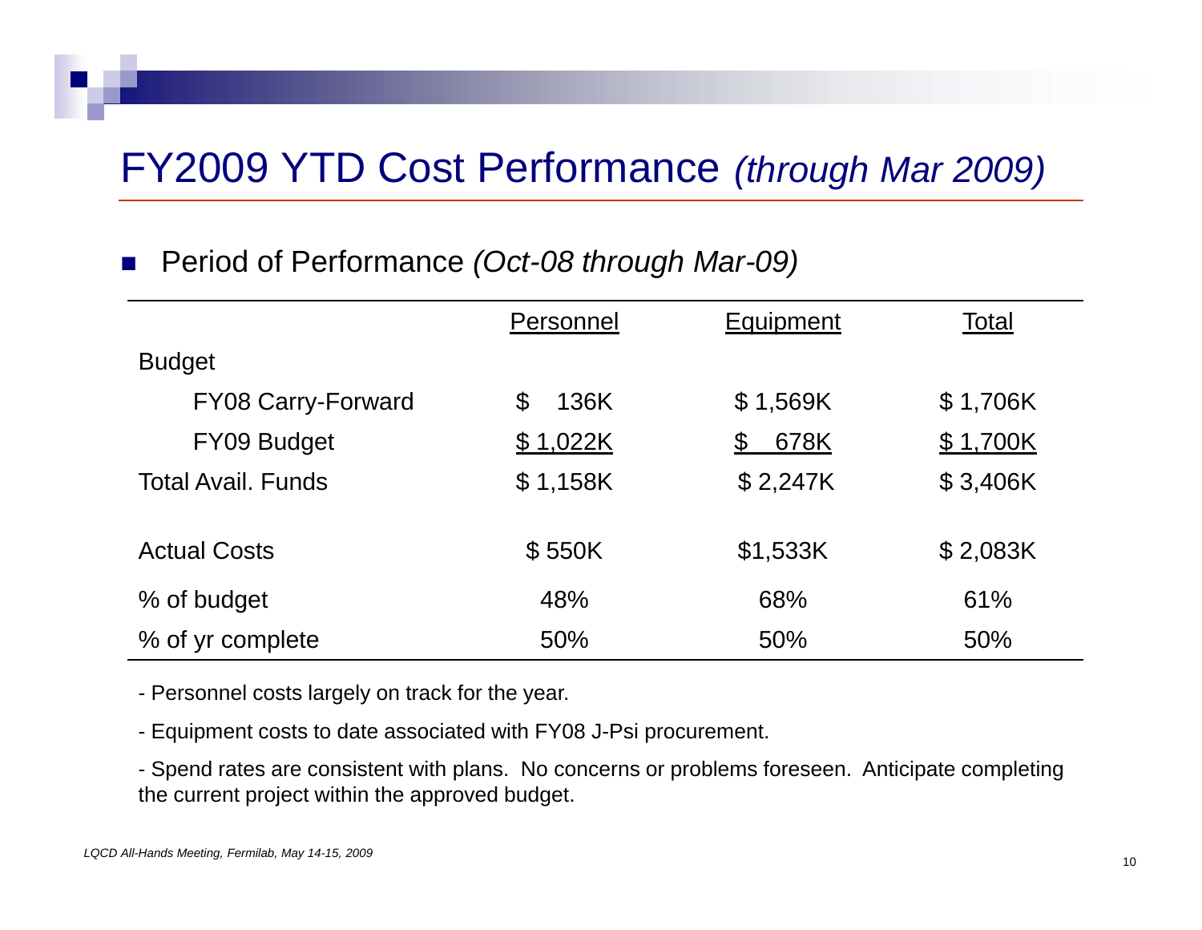# FY2009 YTD Cost Performance *(through Mar 2009)*

- Period of Performance *(Oct-08 through Mar-09)*

| | Personnel | Equipment | Total |
|---|---|---|---|
| Budget | | | |
| FY08 Carry-Forward | $ 136K | $ 1,569K | $ 1,706K |
| FY09 Budget | $ 1,022K | $ 678K | $ 1,700K |
| Total Avail. Funds | $ 1,158K | $ 2,247K | $ 3,406K |
| Actual Costs | $ 550K | $1,533K | $ 2,083K |
| % of budget | 48% | 68% | 61% |
| % of yr complete | 50% | 50% | 50% |

- Personnel costs largely on track for the year.

- Equipment costs to date associated with FY08 J-Psi procurement.

- Spend rates are consistent with plans. No concerns or problems foreseen. Anticipate completing the current project within the approved budget.

*LQCD All-Hands Meeting, Fermilab, May 14-15, 2009*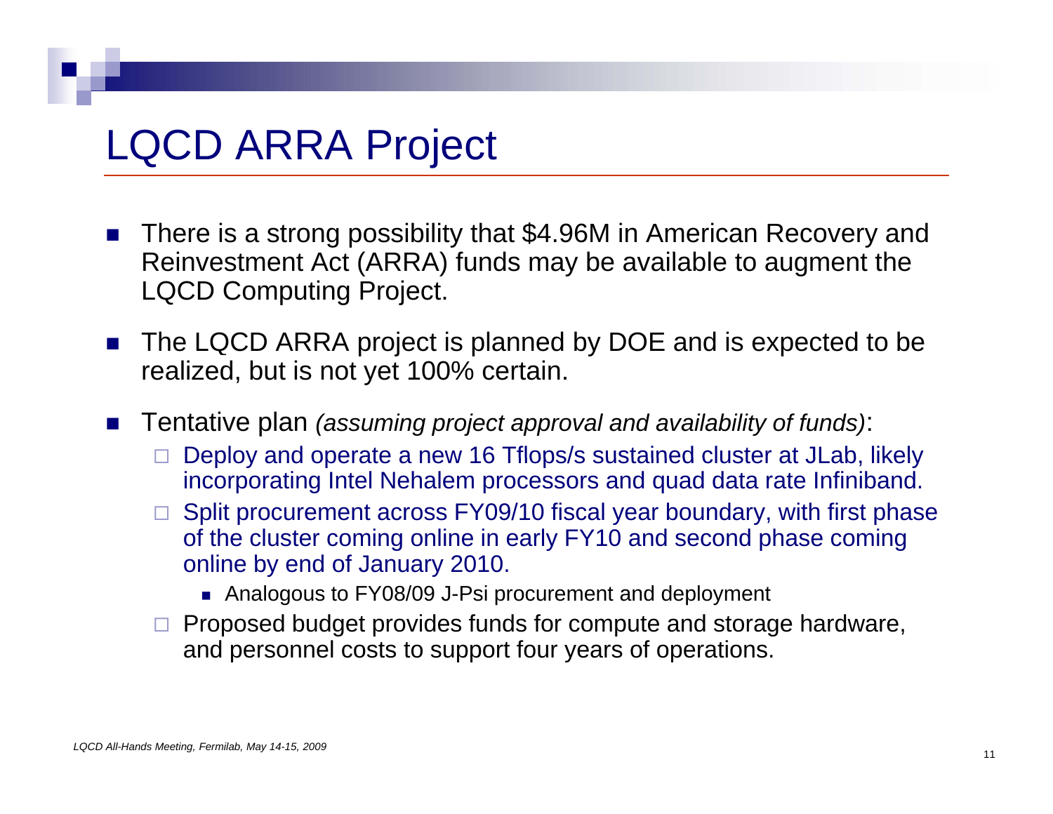# LQCD ARRA Project

- There is a strong possibility that $4.96M in American Recovery and Reinvestment Act (ARRA) funds may be available to augment the LQCD Computing Project.
- The LQCD ARRA project is planned by DOE and is expected to be realized, but is not yet 100% certain.
- Tentative plan *(assuming project approval and availability of funds)*:
  - Deploy and operate a new 16 Tflops/s sustained cluster at JLab, likely incorporating Intel Nehalem processors and quad data rate Infiniband.
  - Split procurement across FY09/10 fiscal year boundary, with first phase of the cluster coming online in early FY10 and second phase coming online by end of January 2010.
    - Analogous to FY08/09 J-Psi procurement and deployment
  - Proposed budget provides funds for compute and storage hardware, and personnel costs to support four years of operations.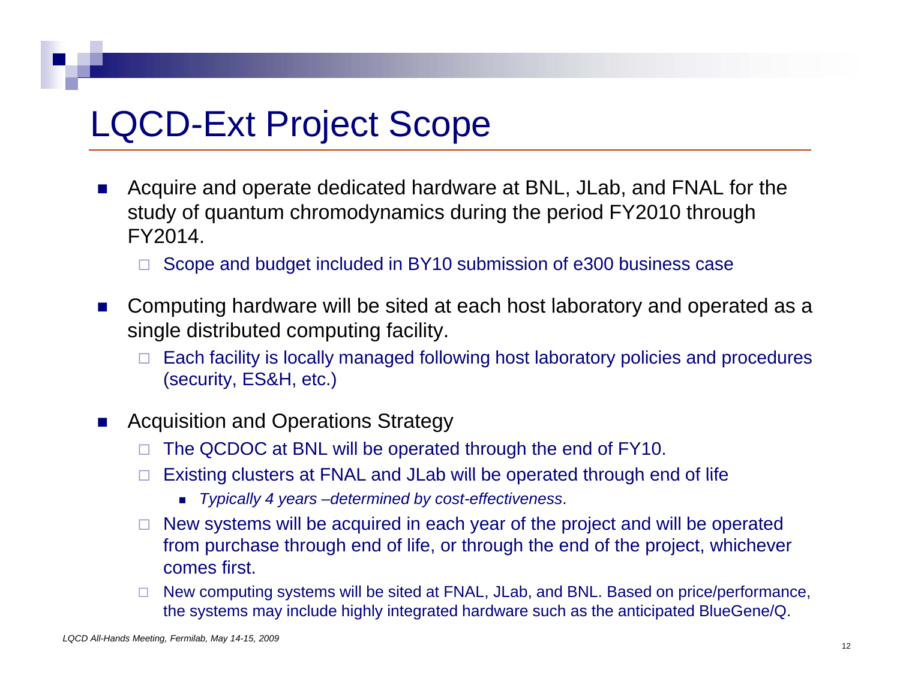# LQCD-Ext Project Scope

- Acquire and operate dedicated hardware at BNL, JLab, and FNAL for the study of quantum chromodynamics during the period FY2010 through FY2014.
  - Scope and budget included in BY10 submission of e300 business case
- Computing hardware will be sited at each host laboratory and operated as a single distributed computing facility.
  - Each facility is locally managed following host laboratory policies and procedures (security, ES&H, etc.)
- Acquisition and Operations Strategy
  - The QCDOC at BNL will be operated through the end of FY10.
  - Existing clusters at FNAL and JLab will be operated through end of life
    - *Typically 4 years –determined by cost-effectiveness*.
  - New systems will be acquired in each year of the project and will be operated from purchase through end of life, or through the end of the project, whichever comes first.
  - New computing systems will be sited at FNAL, JLab, and BNL. Based on price/performance, the systems may include highly integrated hardware such as the anticipated BlueGene/Q.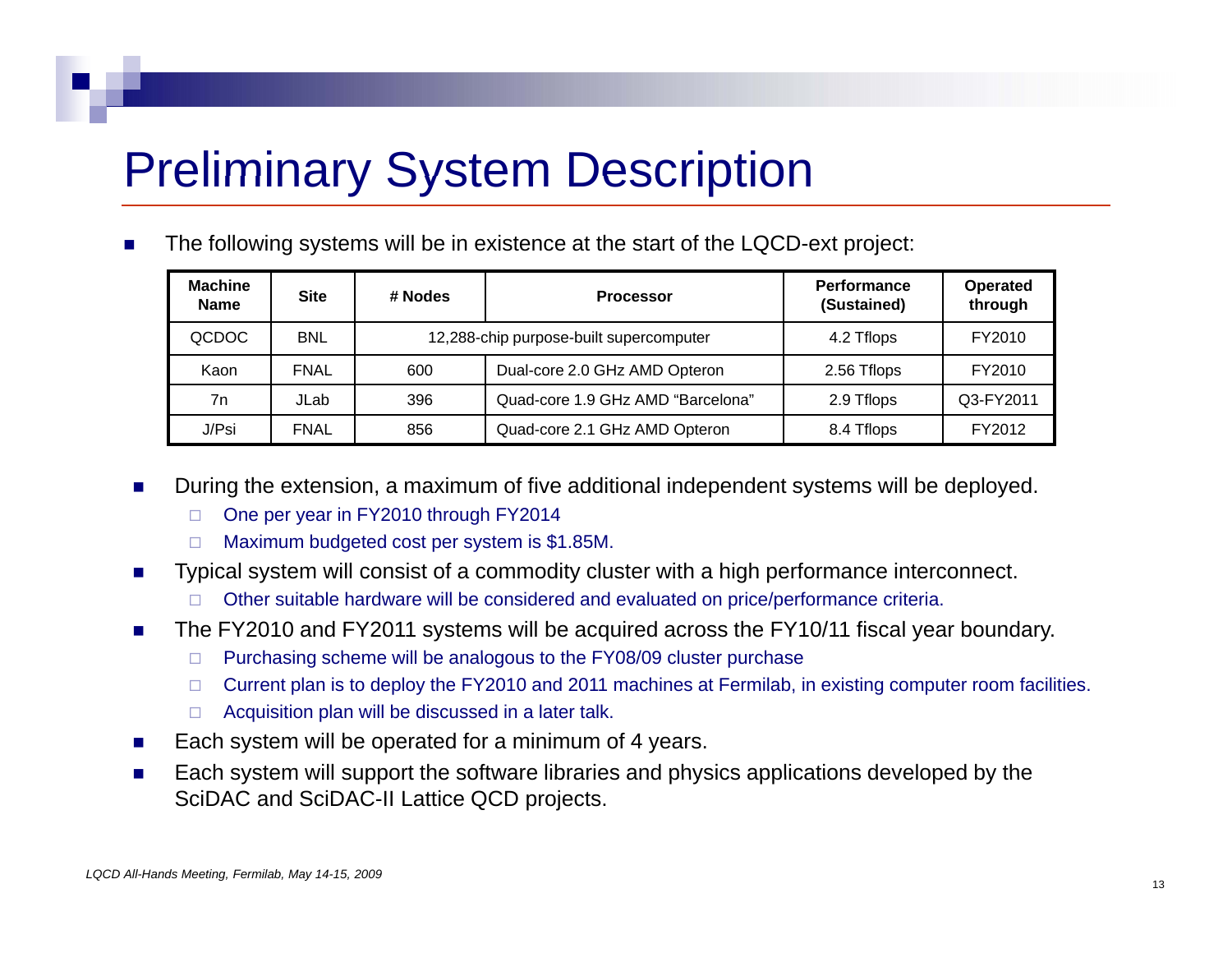# Preliminary System Description

- The following systems will be in existence at the start of the LQCD-ext project:

| Machine Name | Site | # Nodes | Processor | Performance (Sustained) | Operated through |
|---|---|---|---|---|---|
| QCDOC | BNL | 12,288-chip purpose-built supercomputer | | 4.2 Tflops | FY2010 |
| Kaon | FNAL | 600 | Dual-core 2.0 GHz AMD Opteron | 2.56 Tflops | FY2010 |
| 7n | JLab | 396 | Quad-core 1.9 GHz AMD "Barcelona" | 2.9 Tflops | Q3-FY2011 |
| J/Psi | FNAL | 856 | Quad-core 2.1 GHz AMD Opteron | 8.4 Tflops | FY2012 |

- During the extension, a maximum of five additional independent systems will be deployed.
  - One per year in FY2010 through FY2014
  - Maximum budgeted cost per system is $1.85M.
- Typical system will consist of a commodity cluster with a high performance interconnect.
  - Other suitable hardware will be considered and evaluated on price/performance criteria.
- The FY2010 and FY2011 systems will be acquired across the FY10/11 fiscal year boundary.
  - Purchasing scheme will be analogous to the FY08/09 cluster purchase
  - Current plan is to deploy the FY2010 and 2011 machines at Fermilab, in existing computer room facilities.
  - Acquisition plan will be discussed in a later talk.
- Each system will be operated for a minimum of 4 years.
- Each system will support the software libraries and physics applications developed by the SciDAC and SciDAC-II Lattice QCD projects.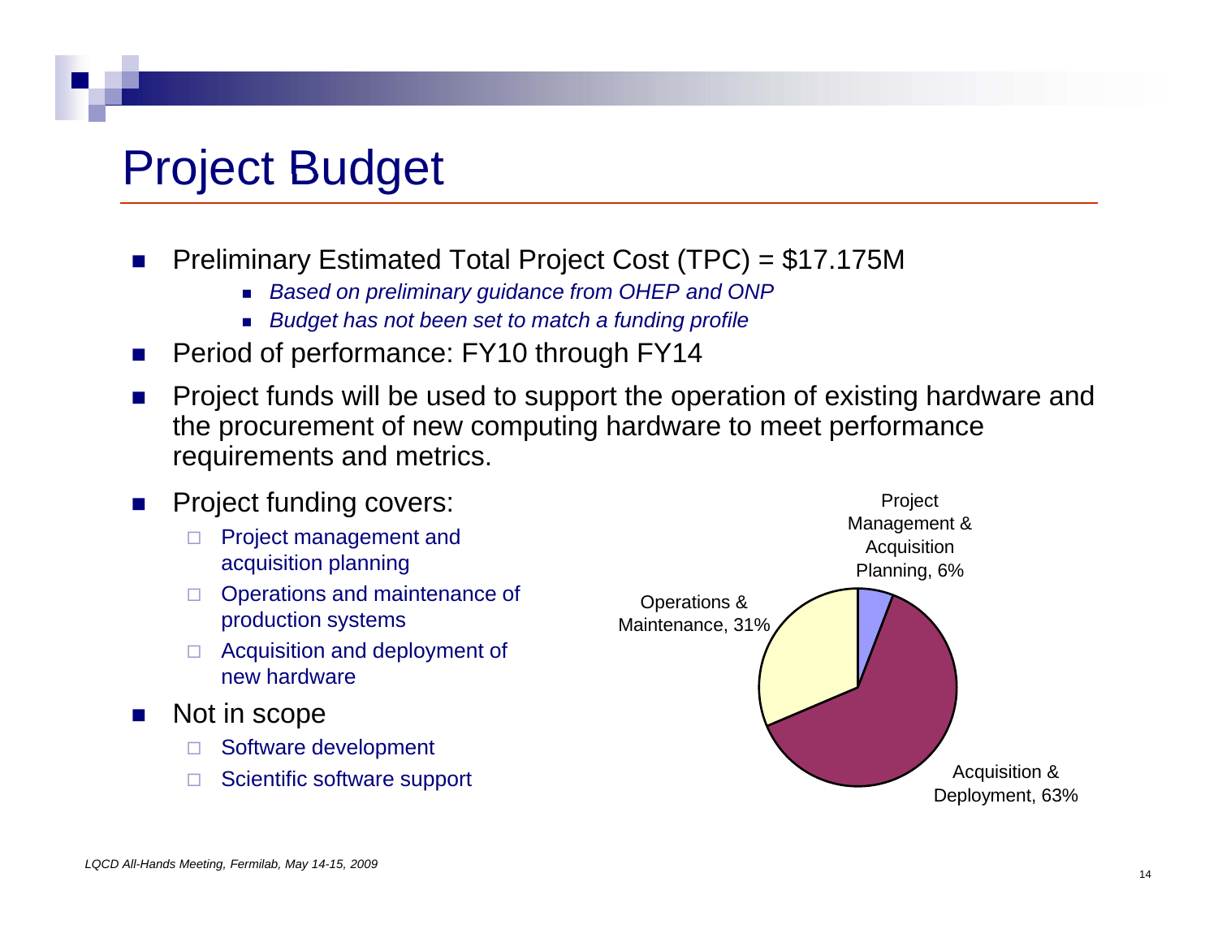# Project Budget

- Preliminary Estimated Total Project Cost (TPC) = $17.175M
  - *Based on preliminary guidance from OHEP and ONP*
  - *Budget has not been set to match a funding profile*
- Period of performance: FY10 through FY14
- Project funds will be used to support the operation of existing hardware and the procurement of new computing hardware to meet performance requirements and metrics.
- Project funding covers:
  - Project management and acquisition planning
  - Operations and maintenance of production systems
  - Acquisition and deployment of new hardware
- Not in scope
  - Software development
  - Scientific software support

Project Management & Acquisition Planning, 6%

Operations & Maintenance, 31%

Acquisition & Deployment, 63%

*LQCD All-Hands Meeting, Fermilab, May 14-15, 2009*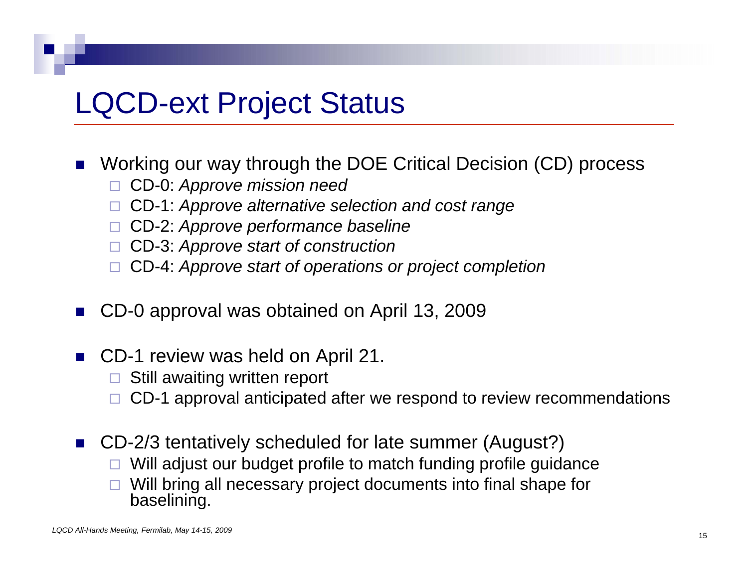# LQCD-ext Project Status

- Working our way through the DOE Critical Decision (CD) process
  - CD-0: *Approve mission need*
  - CD-1: *Approve alternative selection and cost range*
  - CD-2: *Approve performance baseline*
  - CD-3: *Approve start of construction*
  - CD-4: *Approve start of operations or project completion*

- CD-0 approval was obtained on April 13, 2009

- CD-1 review was held on April 21.
  - Still awaiting written report
  - CD-1 approval anticipated after we respond to review recommendations

- CD-2/3 tentatively scheduled for late summer (August?)
  - Will adjust our budget profile to match funding profile guidance
  - Will bring all necessary project documents into final shape for baselining.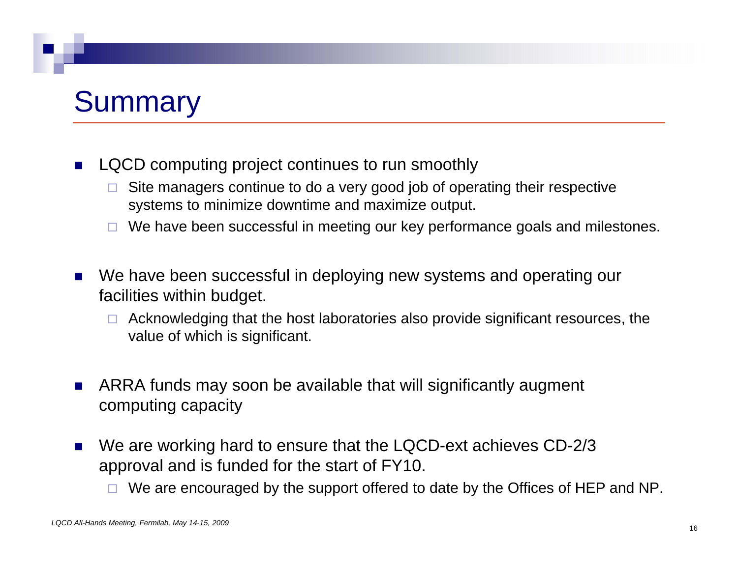# Summary

- LQCD computing project continues to run smoothly
  - Site managers continue to do a very good job of operating their respective systems to minimize downtime and maximize output.
  - We have been successful in meeting our key performance goals and milestones.
- We have been successful in deploying new systems and operating our facilities within budget.
  - Acknowledging that the host laboratories also provide significant resources, the value of which is significant.
- ARRA funds may soon be available that will significantly augment computing capacity
- We are working hard to ensure that the LQCD-ext achieves CD-2/3 approval and is funded for the start of FY10.
  - We are encouraged by the support offered to date by the Offices of HEP and NP.